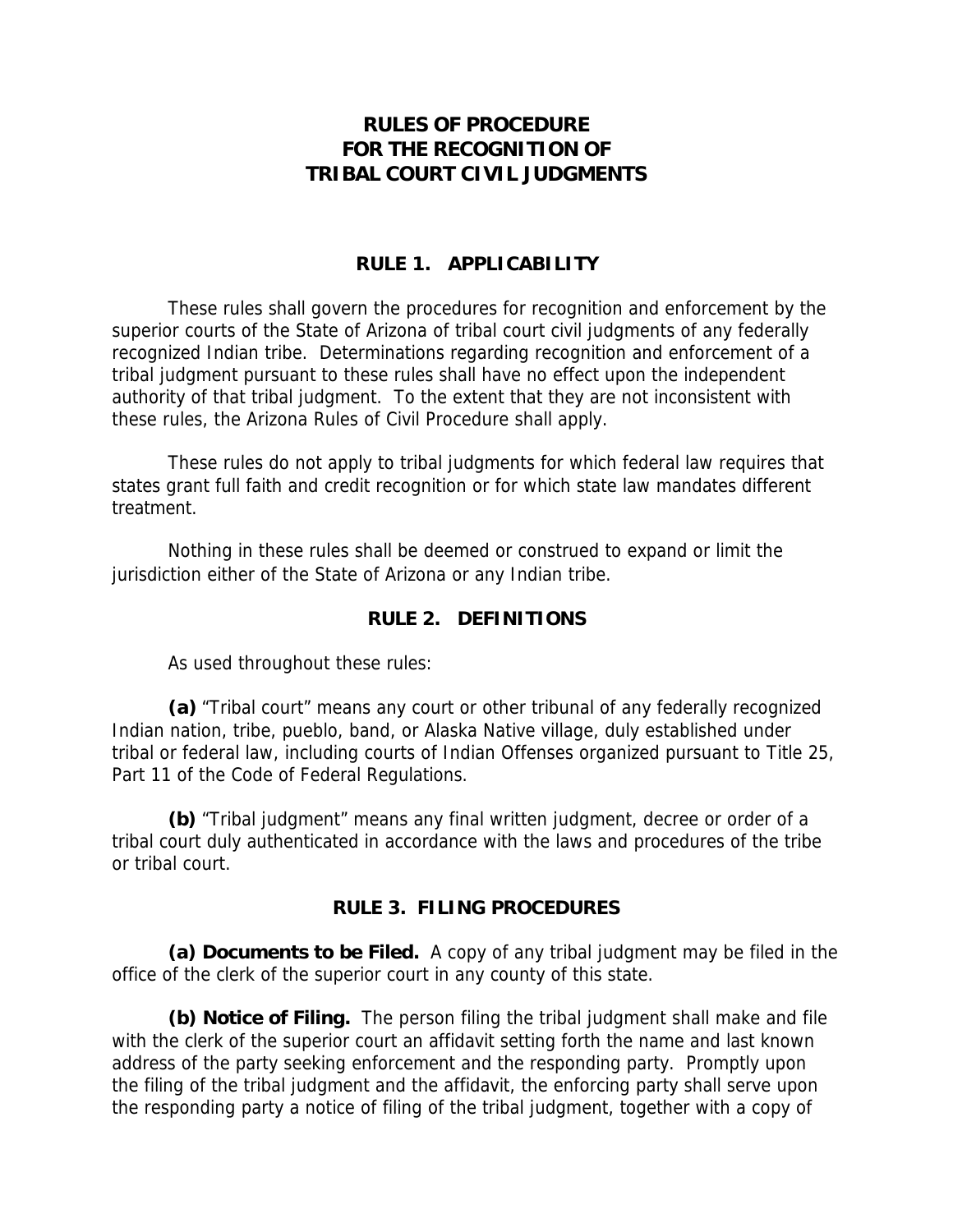# RULES OF PROCEDURE FOR THE RECOGNITION OF TRIBAL COURT CIVIL JUDGMENTS

## RULE 1. APPLICABILITY

These rules shall govern the procedures for recognition and enforcement by the superior courts of the State of Arizona of tribal court civil judgments of any federally recognized Indian tribe. Determinations regarding recognition and enforcement of a tribal judgment pursuant to these rules shall have no effect upon the independent authority of that tribal judgment. To the extent that they are not inconsistent with these rules, the Arizona Rules of Civil Procedure shall apply.

These rules do not apply to tribal judgments for which federal law requires that states grant full faith and credit recognition or for which state law mandates different treatment.

Nothing in these rules shall be deemed or construed to expand or limit the jurisdiction either of the State of Arizona or any Indian tribe.

## RULE 2. DEFINITIONS

As used throughout these rules:

**(a)** "Tribal court" means any court or other tribunal of any federally recognized Indian nation, tribe, pueblo, band, or Alaska Native village, duly established under tribal or federal law, including courts of Indian Offenses organized pursuant to Title 25, Part 11 of the Code of Federal Regulations.

**(b)** "Tribal judgment" means any final written judgment, decree or order of a tribal court duly authenticated in accordance with the laws and procedures of the tribe or tribal court.

## RULE 3. FILING PROCEDURES

**(a) Documents to be Filed.** A copy of any tribal judgment may be filed in the office of the clerk of the superior court in any county of this state.

**(b) Notice of Filing.** The person filing the tribal judgment shall make and file with the clerk of the superior court an affidavit setting forth the name and last known address of the party seeking enforcement and the responding party. Promptly upon the filing of the tribal judgment and the affidavit, the enforcing party shall serve upon the responding party a notice of filing of the tribal judgment, together with a copy of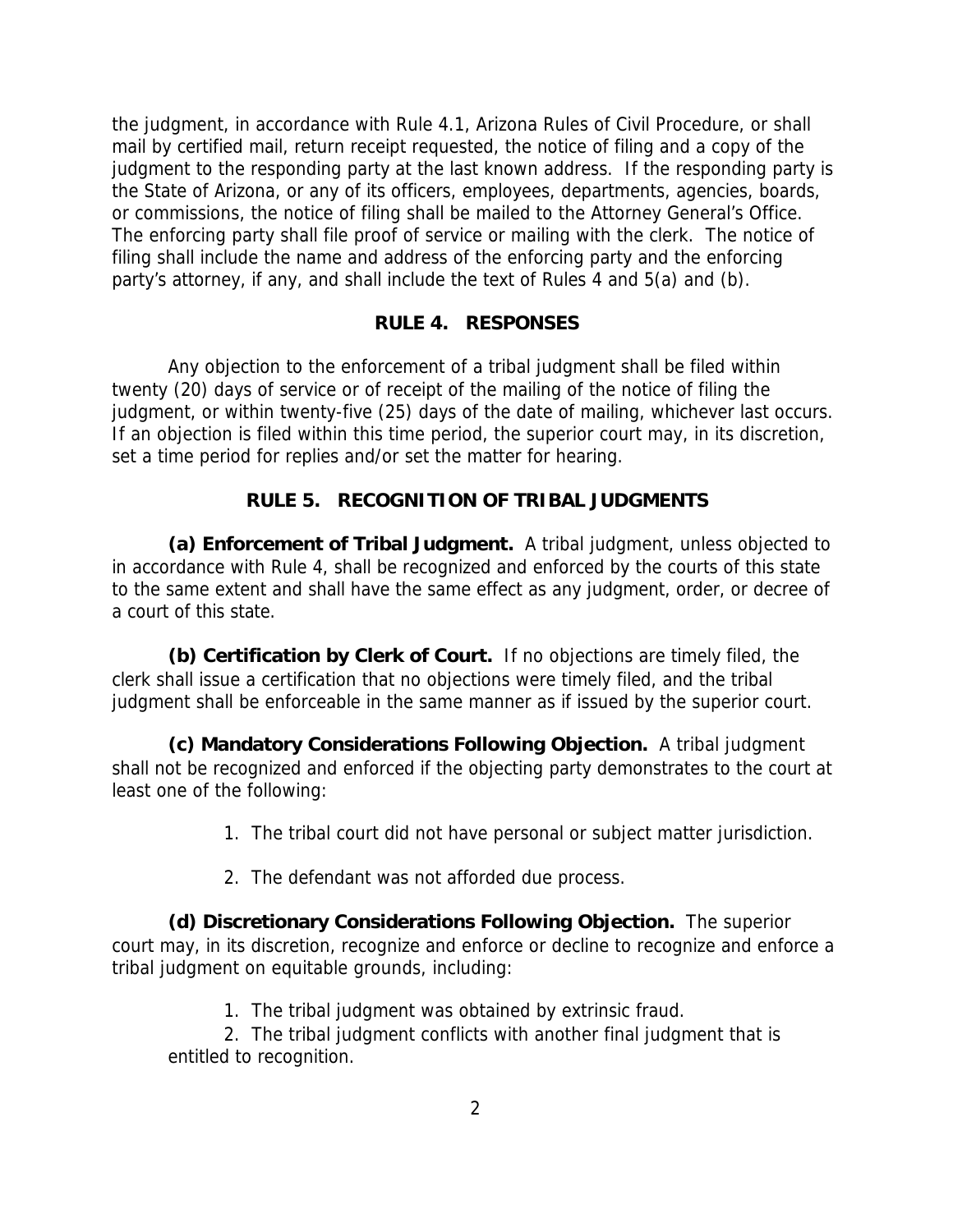the judgment, in accordance with Rule 4.1, Arizona Rules of Civil Procedure, or shall mail by certified mail, return receipt requested, the notice of filing and a copy of the judgment to the responding party at the last known address. If the responding party is the State of Arizona, or any of its officers, employees, departments, agencies, boards, or commissions, the notice of filing shall be mailed to the Attorney General's Office. The enforcing party shall file proof of service or mailing with the clerk. The notice of filing shall include the name and address of the enforcing party and the enforcing party's attorney, if any, and shall include the text of Rules 4 and 5(a) and (b).

## RULE 4. RESPONSES

Any objection to the enforcement of a tribal judgment shall be filed within twenty (20) days of service or of receipt of the mailing of the notice of filing the judgment, or within twenty-five (25) days of the date of mailing, whichever last occurs. If an objection is filed within this time period, the superior court may, in its discretion, set a time period for replies and/or set the matter for hearing.

## RULE 5. RECOGNITION OF TRIBAL JUDGMENTS

**(a) Enforcement of Tribal Judgment.** A tribal judgment, unless objected to in accordance with Rule 4, shall be recognized and enforced by the courts of this state to the same extent and shall have the same effect as any judgment, order, or decree of a court of this state.

**(b) Certification by Clerk of Court.** If no objections are timely filed, the clerk shall issue a certification that no objections were timely filed, and the tribal judgment shall be enforceable in the same manner as if issued by the superior court.

**(c) Mandatory Considerations Following Objection.** A tribal judgment shall not be recognized and enforced if the objecting party demonstrates to the court at least one of the following:

1. The tribal court did not have personal or subject matter jurisdiction.
2. The defendant was not afforded due process.

**(d) Discretionary Considerations Following Objection.** The superior court may, in its discretion, recognize and enforce or decline to recognize and enforce a tribal judgment on equitable grounds, including:

1. The tribal judgment was obtained by extrinsic fraud.
2. The tribal judgment conflicts with another final judgment that is entitled to recognition.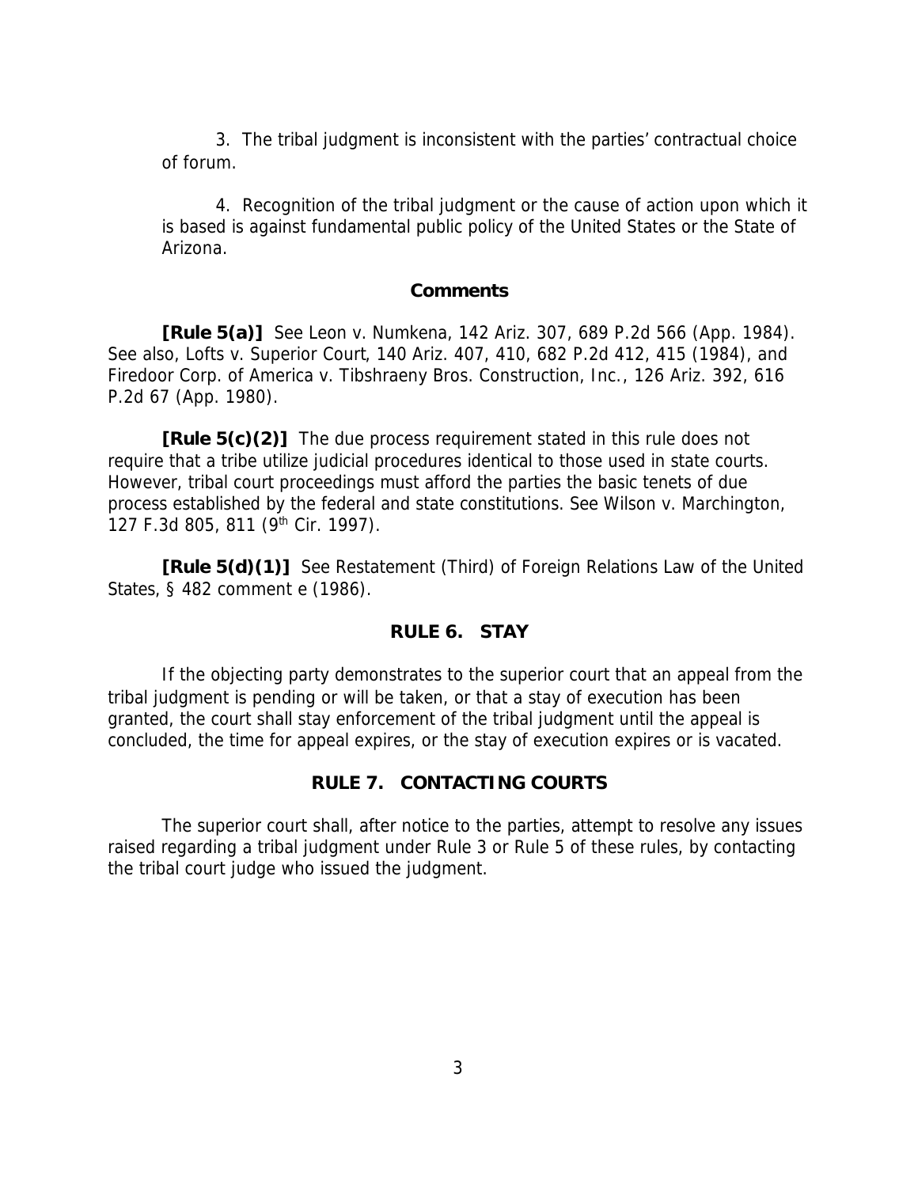3. The tribal judgment is inconsistent with the parties' contractual choice of forum.

4. Recognition of the tribal judgment or the cause of action upon which it is based is against fundamental public policy of the United States or the State of Arizona.

### Comments

**[Rule 5(a)]** See Leon v. Numkena, 142 Ariz. 307, 689 P.2d 566 (App. 1984). See also, Lofts v. Superior Court, 140 Ariz. 407, 410, 682 P.2d 412, 415 (1984), and Firedoor Corp. of America v. Tibshraeny Bros. Construction, Inc., 126 Ariz. 392, 616 P.2d 67 (App. 1980).

**[Rule 5(c)(2)]** The due process requirement stated in this rule does not require that a tribe utilize judicial procedures identical to those used in state courts. However, tribal court proceedings must afford the parties the basic tenets of due process established by the federal and state constitutions. See Wilson v. Marchington, 127 F.3d 805, 811 (9th Cir. 1997).

**[Rule 5(d)(1)]** See Restatement (Third) of Foreign Relations Law of the United States, § 482 comment e (1986).

## RULE 6. STAY

If the objecting party demonstrates to the superior court that an appeal from the tribal judgment is pending or will be taken, or that a stay of execution has been granted, the court shall stay enforcement of the tribal judgment until the appeal is concluded, the time for appeal expires, or the stay of execution expires or is vacated.

## RULE 7. CONTACTING COURTS

The superior court shall, after notice to the parties, attempt to resolve any issues raised regarding a tribal judgment under Rule 3 or Rule 5 of these rules, by contacting the tribal court judge who issued the judgment.